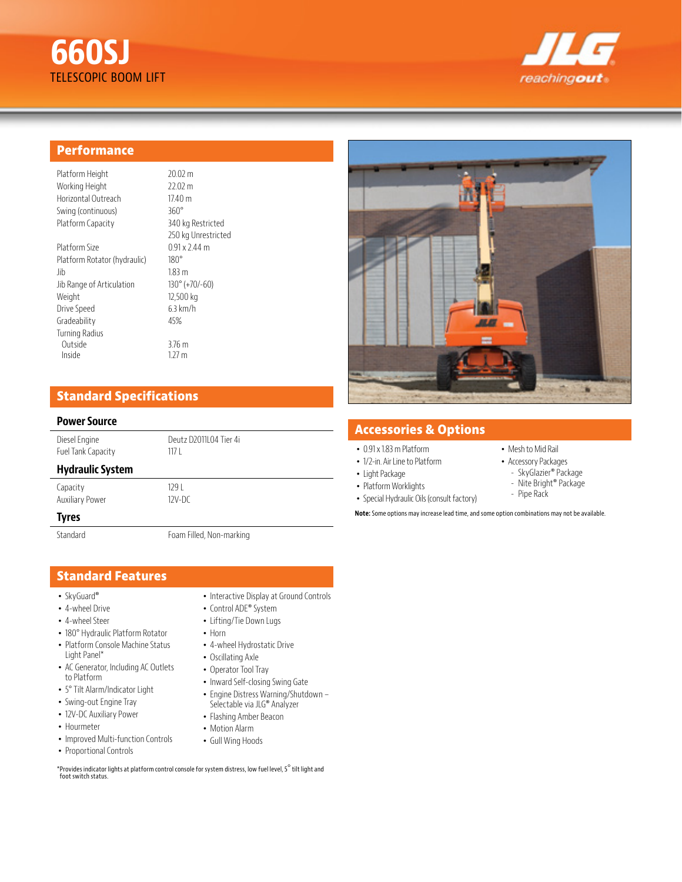# 660SJ

TELESCOPIC BOOM LIFT

## Performance

| | |
|---|---|
| Platform Height | 20.02 m |
| Working Height | 22.02 m |
| Horizontal Outreach | 17.40 m |
| Swing (continuous) | 360° |
| Platform Capacity | 340 kg Restricted<br>250 kg Unrestricted |
| Platform Size | 0.91 x 2.44 m |
| Platform Rotator (hydraulic) | 180° |
| Jib | 1.83 m |
| Jib Range of Articulation | 130° (+70/-60) |
| Weight | 12,500 kg |
| Drive Speed | 6.3 km/h |
| Gradeability | 45% |
| Turning Radius | |
| Outside | 3.76 m |
| Inside | 1.27 m |

## Standard Specifications

### Power Source

| | |
|---|---|
| Diesel Engine | Deutz D2011L04 Tier 4i |
| Fuel Tank Capacity | 117 L |

### Hydraulic System

| | |
|---|---|
| Capacity | 129 L |
| Auxiliary Power | 12V-DC |

### Tyres

| | |
|---|---|
| Standard | Foam Filled, Non-marking |

## Standard Features

- SkyGuard®
- 4-wheel Drive
- 4-wheel Steer
- 180° Hydraulic Platform Rotator
- Platform Console Machine Status Light Panel*
- AC Generator, Including AC Outlets to Platform
- 5° Tilt Alarm/Indicator Light
- Swing-out Engine Tray
- 12V-DC Auxiliary Power
- Hourmeter
- Improved Multi-function Controls
- Proportional Controls
- Interactive Display at Ground Controls
- Control ADE® System
- Lifting/Tie Down Lugs
- Horn
- 4-wheel Hydrostatic Drive
- Oscillating Axle
- Operator Tool Tray
- Inward Self-closing Swing Gate
- Engine Distress Warning/Shutdown – Selectable via JLG® Analyzer
- Flashing Amber Beacon
- Motion Alarm
- Gull Wing Hoods

*Provides indicator lights at platform control console for system distress, low fuel level, 5° tilt light and foot switch status.

## Accessories & Options

- 0.91 x 1.83 m Platform
- 1/2-in. Air Line to Platform
- Light Package
- Platform Worklights
- Special Hydraulic Oils (consult factory)
- Mesh to Mid Rail
- Accessory Packages
  - SkyGlazier® Package
  - Nite Bright® Package
  - Pipe Rack

**Note:** Some options may increase lead time, and some option combinations may not be available.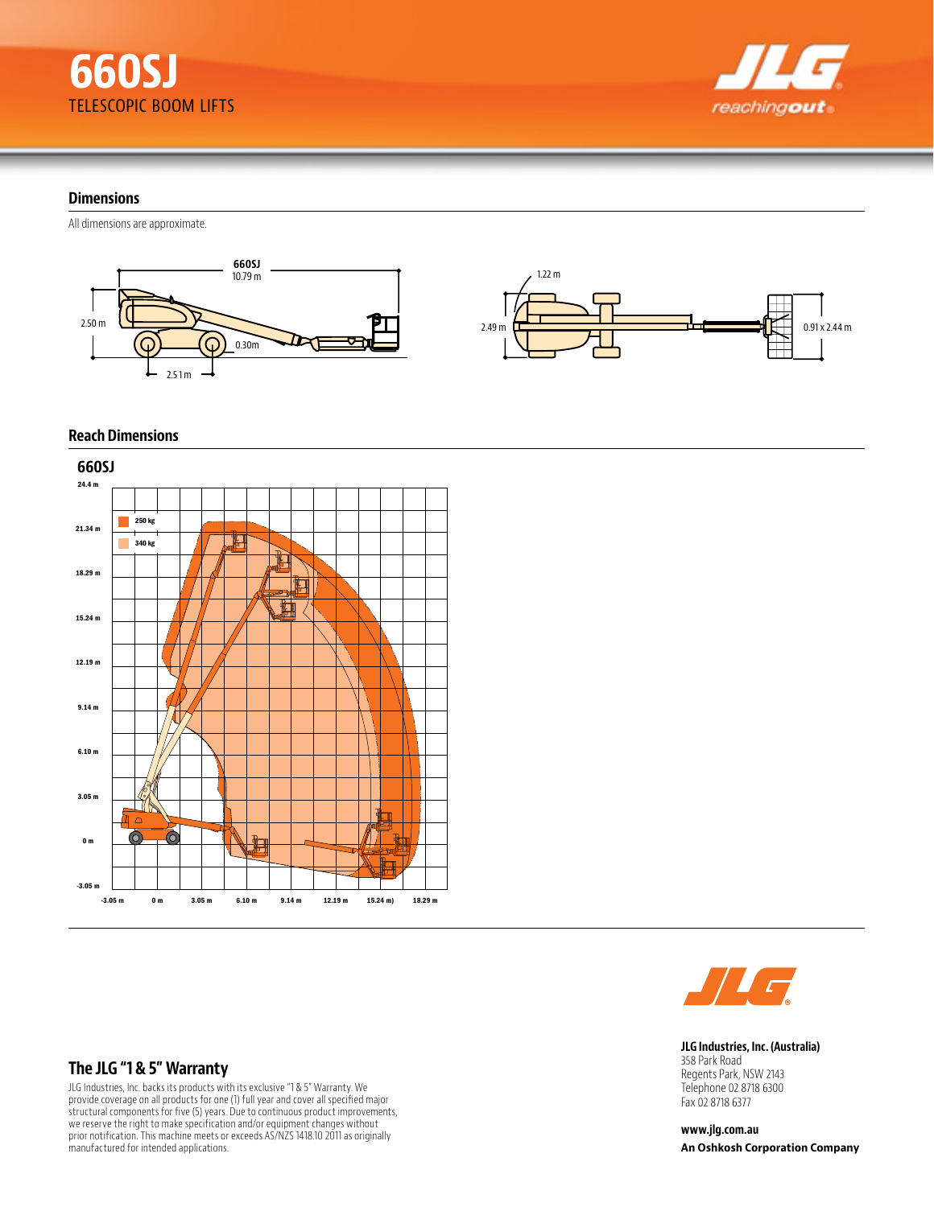# 660SJ

TELESCOPIC BOOM LIFTS

## Dimensions

All dimensions are approximate.

660SJ
10.79 m
2.50 m
0.30m
2.51 m

1.22 m
2.49 m
0.91 x 2.44 m

## Reach Dimensions

### 660SJ

250 kg
340 kg

24.4 m
21.34 m
18.29 m
15.24 m
12.19 m
9.14 m
6.10 m
3.05 m
0 m
-3.05 m

-3.05 m
0 m
3.05 m
6.10 m
9.14 m
12.19 m
15.24 m)
18.29 m

## The JLG "1 & 5" Warranty

JLG Industries, Inc. backs its products with its exclusive "1 & 5" Warranty. We provide coverage on all products for one (1) full year and cover all specified major structural components for five (5) years. Due to continuous product improvements, we reserve the right to make specification and/or equipment changes without prior notification. This machine meets or exceeds AS/NZS 1418.10 2011 as originally manufactured for intended applications.

**JLG Industries, Inc. (Australia)**
358 Park Road
Regents Park, NSW 2143
Telephone 02 8718 6300
Fax 02 8718 6377

**www.jlg.com.au**

**An Oshkosh Corporation Company**